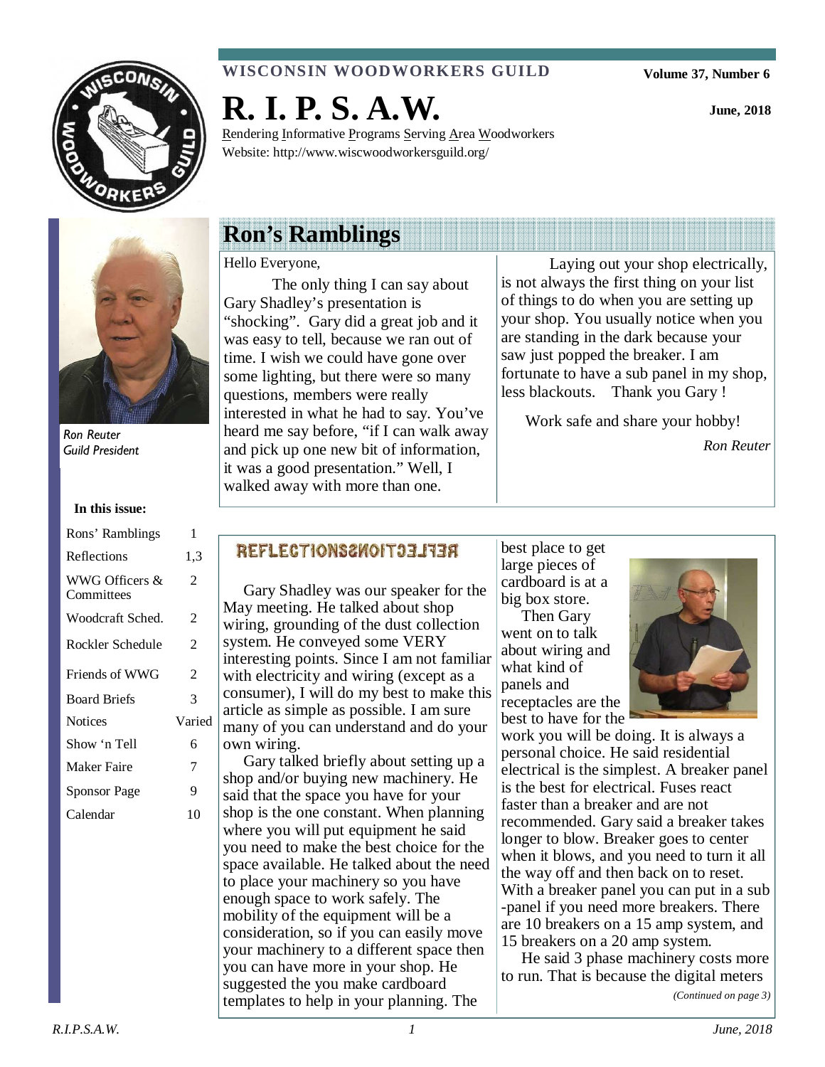WISCONSIN WOODWORKERS GUILD

Volume 37, Number 6

# R. I. P. S. A.W.

June, 2018

Rendering Informative Programs Serving Area Woodworkers
Website: http://www.wiscwoodworkersguild.org/

*Ron Reuter*
*Guild President*

**In this issue:**

| | |
|---|---|
| Rons' Ramblings | 1 |
| Reflections | 1,3 |
| WWG Officers & Committees | 2 |
| Woodcraft Sched. | 2 |
| Rockler Schedule | 2 |
| Friends of WWG | 2 |
| Board Briefs | 3 |
| Notices | Varied |
| Show 'n Tell | 6 |
| Maker Faire | 7 |
| Sponsor Page | 9 |
| Calendar | 10 |

## Ron's Ramblings

Hello Everyone,

The only thing I can say about Gary Shadley's presentation is "shocking". Gary did a great job and it was easy to tell, because we ran out of time. I wish we could have gone over some lighting, but there were so many questions, members were really interested in what he had to say. You've heard me say before, "if I can walk away and pick up one new bit of information, it was a good presentation." Well, I walked away with more than one.

Laying out your shop electrically, is not always the first thing on your list of things to do when you are setting up your shop. You usually notice when you are standing in the dark because your saw just popped the breaker. I am fortunate to have a sub panel in my shop, less blackouts. Thank you Gary !

Work safe and share your hobby!

*Ron Reuter*

## REFLECTIONS

Gary Shadley was our speaker for the May meeting. He talked about shop wiring, grounding of the dust collection system. He conveyed some VERY interesting points. Since I am not familiar with electricity and wiring (except as a consumer), I will do my best to make this article as simple as possible. I am sure many of you can understand and do your own wiring.

Gary talked briefly about setting up a shop and/or buying new machinery. He said that the space you have for your shop is the one constant. When planning where you will put equipment he said you need to make the best choice for the space available. He talked about the need to place your machinery so you have enough space to work safely. The mobility of the equipment will be a consideration, so if you can easily move your machinery to a different space then you can have more in your shop. He suggested the you make cardboard templates to help in your planning. The best place to get large pieces of cardboard is at a big box store.

Then Gary went on to talk about wiring and what kind of panels and receptacles are the best to have for the work you will be doing. It is always a personal choice. He said residential electrical is the simplest. A breaker panel is the best for electrical. Fuses react faster than a breaker and are not recommended. Gary said a breaker takes longer to blow. Breaker goes to center when it blows, and you need to turn it all the way off and then back on to reset. With a breaker panel you can put in a sub -panel if you need more breakers. There are 10 breakers on a 15 amp system, and 15 breakers on a 20 amp system.

He said 3 phase machinery costs more to run. That is because the digital meters

*(Continued on page 3)*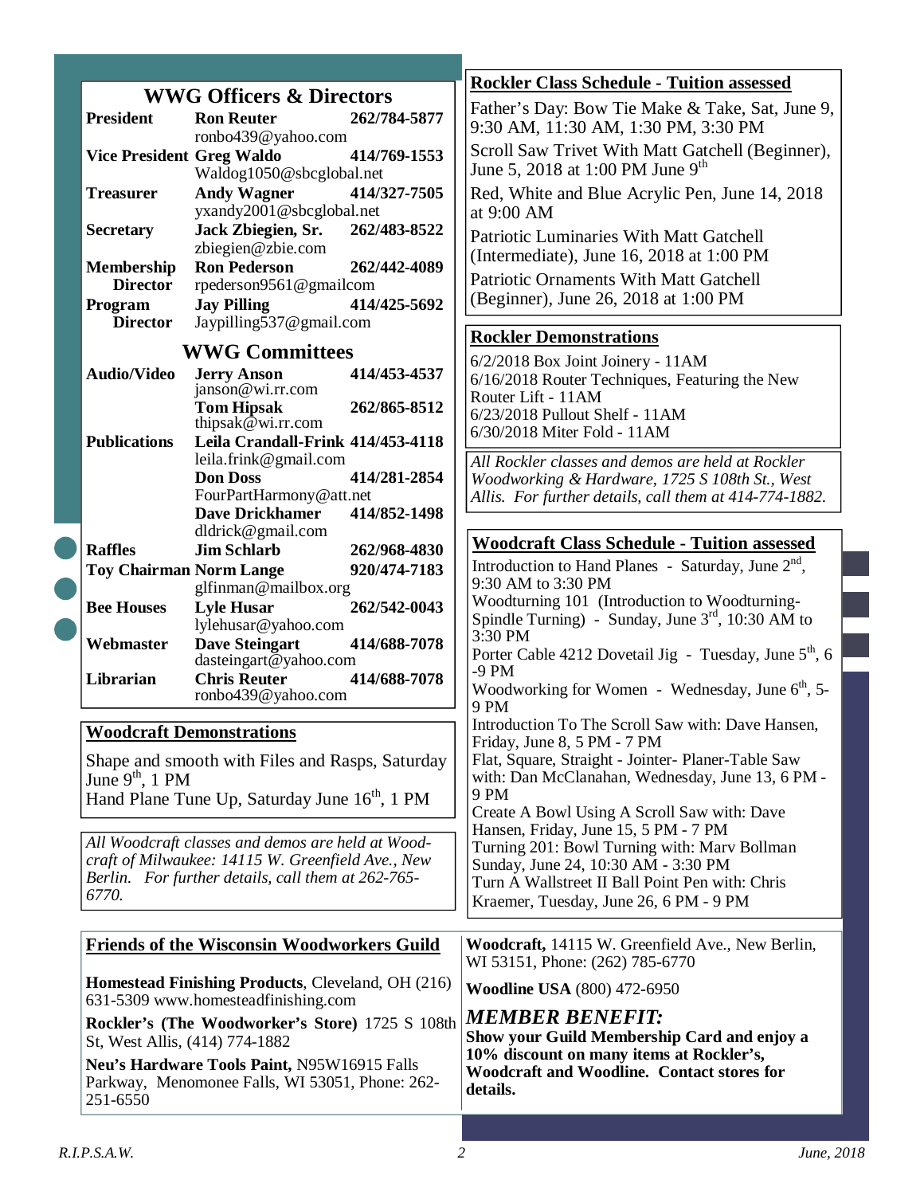## WWG Officers & Directors

| | | |
|---|---|---|
| **President** | **Ron Reuter** ronbo439@yahoo.com | **262/784-5877** |
| **Vice President** | **Greg Waldo** Waldog1050@sbcglobal.net | **414/769-1553** |
| **Treasurer** | **Andy Wagner** yxandy2001@sbcglobal.net | **414/327-7505** |
| **Secretary** | **Jack Zbiegien, Sr.** zbiegien@zbie.com | **262/483-8522** |
| **Membership Director** | **Ron Pederson** rpederson9561@gmailcom | **262/442-4089** |
| **Program Director** | **Jay Pilling** Jaypilling537@gmail.com | **414/425-5692** |

## WWG Committees

| | | |
|---|---|---|
| **Audio/Video** | **Jerry Anson** janson@wi.rr.com | **414/453-4537** |
| | **Tom Hipsak** thipsak@wi.rr.com | **262/865-8512** |
| **Publications** | **Leila Crandall-Frink** leila.frink@gmail.com | **414/453-4118** |
| | **Don Doss** FourPartHarmony@att.net | **414/281-2854** |
| | **Dave Drickhamer** dldrick@gmail.com | **414/852-1498** |
| **Raffles** | **Jim Schlarb** | **262/968-4830** |
| **Toy Chairman** | **Norm Lange** glfinman@mailbox.org | **920/474-7183** |
| **Bee Houses** | **Lyle Husar** lylehusar@yahoo.com | **262/542-0043** |
| **Webmaster** | **Dave Steingart** dasteingart@yahoo.com | **414/688-7078** |
| **Librarian** | **Chris Reuter** ronbo439@yahoo.com | **414/688-7078** |

### Woodcraft Demonstrations

Shape and smooth with Files and Rasps, Saturday June 9th, 1 PM

Hand Plane Tune Up, Saturday June 16th, 1 PM

*All Woodcraft classes and demos are held at Woodcraft of Milwaukee: 14115 W. Greenfield Ave., New Berlin. For further details, call them at 262-765-6770.*

### Rockler Class Schedule - Tuition assessed

Father's Day: Bow Tie Make & Take, Sat, June 9, 9:30 AM, 11:30 AM, 1:30 PM, 3:30 PM

Scroll Saw Trivet With Matt Gatchell (Beginner), June 5, 2018 at 1:00 PM June 9th

Red, White and Blue Acrylic Pen, June 14, 2018 at 9:00 AM

Patriotic Luminaries With Matt Gatchell (Intermediate), June 16, 2018 at 1:00 PM

Patriotic Ornaments With Matt Gatchell (Beginner), June 26, 2018 at 1:00 PM

### Rockler Demonstrations

6/2/2018 Box Joint Joinery - 11AM
6/16/2018 Router Techniques, Featuring the New Router Lift - 11AM
6/23/2018 Pullout Shelf - 11AM
6/30/2018 Miter Fold - 11AM

*All Rockler classes and demos are held at Rockler Woodworking & Hardware, 1725 S 108th St., West Allis. For further details, call them at 414-774-1882.*

### Woodcraft Class Schedule - Tuition assessed

Introduction to Hand Planes - Saturday, June 2nd, 9:30 AM to 3:30 PM

Woodturning 101 (Introduction to Woodturning- Spindle Turning) - Sunday, June 3rd, 10:30 AM to 3:30 PM

Porter Cable 4212 Dovetail Jig - Tuesday, June 5th, 6 -9 PM

Woodworking for Women - Wednesday, June 6th, 5-9 PM

Introduction To The Scroll Saw with: Dave Hansen, Friday, June 8, 5 PM - 7 PM

Flat, Square, Straight - Jointer- Planer-Table Saw with: Dan McClanahan, Wednesday, June 13, 6 PM - 9 PM

Create A Bowl Using A Scroll Saw with: Dave Hansen, Friday, June 15, 5 PM - 7 PM

Turning 201: Bowl Turning with: Marv Bollman Sunday, June 24, 10:30 AM - 3:30 PM

Turn A Wallstreet II Ball Point Pen with: Chris Kraemer, Tuesday, June 26, 6 PM - 9 PM

### Friends of the Wisconsin Woodworkers Guild

**Homestead Finishing Products**, Cleveland, OH (216) 631-5309 www.homesteadfinishing.com

**Rockler's (The Woodworker's Store)** 1725 S 108th St, West Allis, (414) 774-1882

**Neu's Hardware Tools Paint,** N95W16915 Falls Parkway, Menomonee Falls, WI 53051, Phone: 262-251-6550

**Woodcraft,** 14115 W. Greenfield Ave., New Berlin, WI 53151, Phone: (262) 785-6770

**Woodline USA** (800) 472-6950

***MEMBER BENEFIT:***

**Show your Guild Membership Card and enjoy a 10% discount on many items at Rockler's, Woodcraft and Woodline. Contact stores for details.**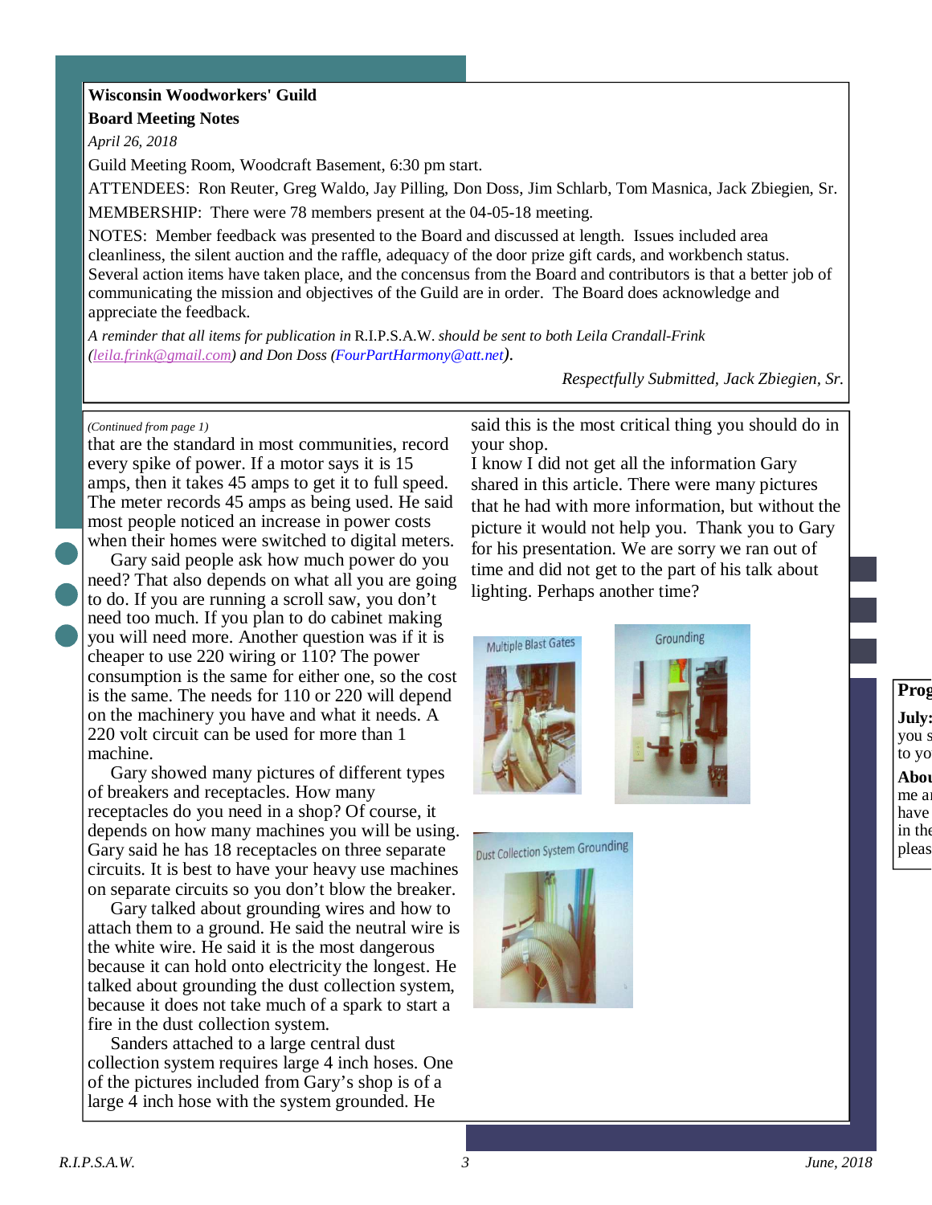**Wisconsin Woodworkers' Guild**

**Board Meeting Notes**

*April 26, 2018*

Guild Meeting Room, Woodcraft Basement, 6:30 pm start.

ATTENDEES: Ron Reuter, Greg Waldo, Jay Pilling, Don Doss, Jim Schlarb, Tom Masnica, Jack Zbiegien, Sr.

MEMBERSHIP: There were 78 members present at the 04-05-18 meeting.

NOTES: Member feedback was presented to the Board and discussed at length. Issues included area cleanliness, the silent auction and the raffle, adequacy of the door prize gift cards, and workbench status. Several action items have taken place, and the concensus from the Board and contributors is that a better job of communicating the mission and objectives of the Guild are in order. The Board does acknowledge and appreciate the feedback.

*A reminder that all items for publication in* R.I.P.S.A.W. *should be sent to both Leila Crandall-Frink (leila.frink@gmail.com) and Don Doss (FourPartHarmony@att.net).*

*Respectfully Submitted, Jack Zbiegien, Sr.*

---

*(Continued from page 1)*

that are the standard in most communities, record every spike of power. If a motor says it is 15 amps, then it takes 45 amps to get it to full speed. The meter records 45 amps as being used. He said most people noticed an increase in power costs when their homes were switched to digital meters.

Gary said people ask how much power do you need? That also depends on what all you are going to do. If you are running a scroll saw, you don't need too much. If you plan to do cabinet making you will need more. Another question was if it is cheaper to use 220 wiring or 110? The power consumption is the same for either one, so the cost is the same. The needs for 110 or 220 will depend on the machinery you have and what it needs. A 220 volt circuit can be used for more than 1 machine.

Gary showed many pictures of different types of breakers and receptacles. How many receptacles do you need in a shop? Of course, it depends on how many machines you will be using. Gary said he has 18 receptacles on three separate circuits. It is best to have your heavy use machines on separate circuits so you don't blow the breaker.

Gary talked about grounding wires and how to attach them to a ground. He said the neutral wire is the white wire. He said it is the most dangerous because it can hold onto electricity the longest. He talked about grounding the dust collection system, because it does not take much of a spark to start a fire in the dust collection system.

Sanders attached to a large central dust collection system requires large 4 inch hoses. One of the pictures included from Gary's shop is of a large 4 inch hose with the system grounded. He said this is the most critical thing you should do in your shop.

I know I did not get all the information Gary shared in this article. There were many pictures that he had with more information, but without the picture it would not help you. Thank you to Gary for his presentation. We are sorry we ran out of time and did not get to the part of his talk about lighting. Perhaps another time?

Multiple Blast Gates

Grounding

Dust Collection System Grounding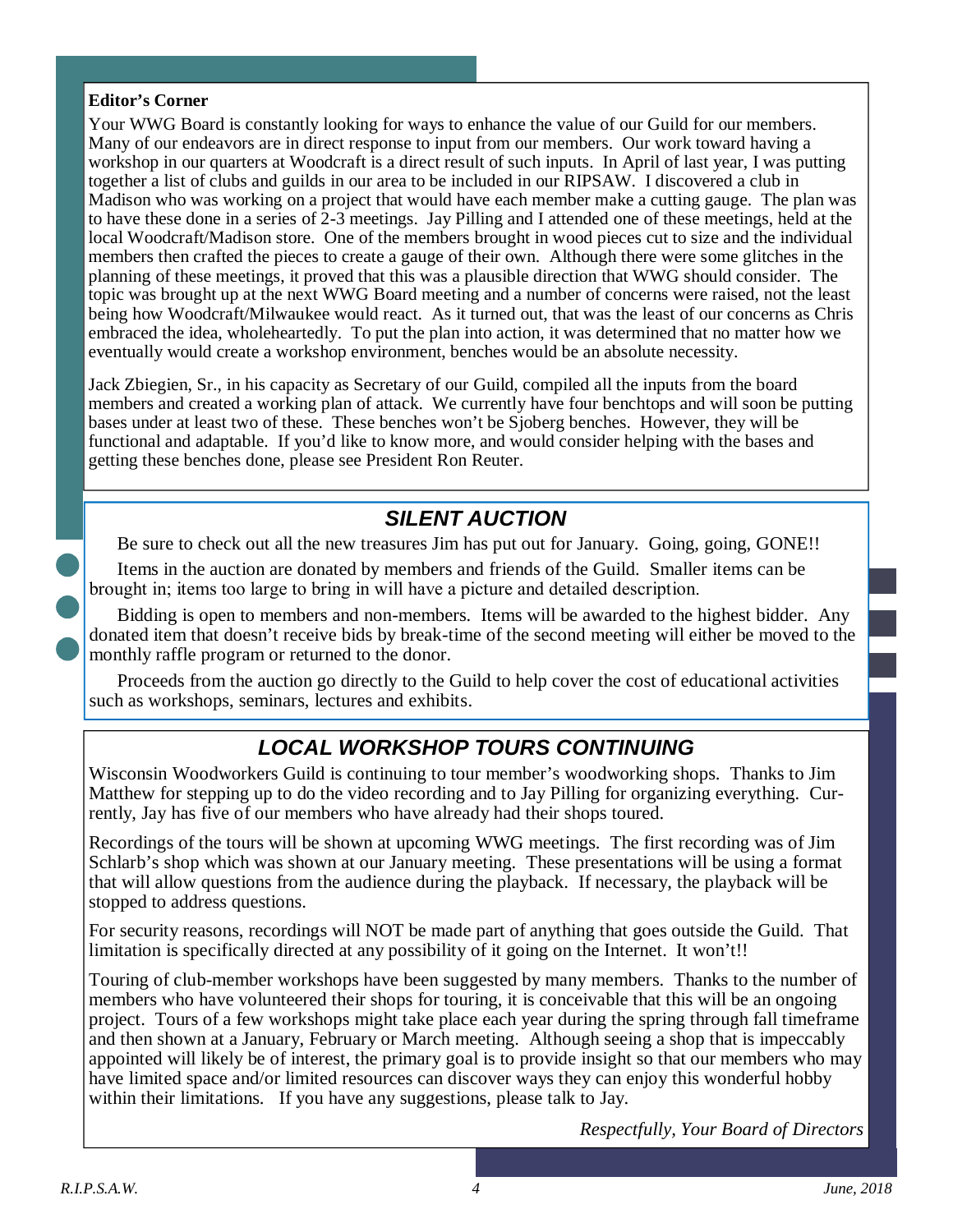**Editor's Corner**

Your WWG Board is constantly looking for ways to enhance the value of our Guild for our members. Many of our endeavors are in direct response to input from our members. Our work toward having a workshop in our quarters at Woodcraft is a direct result of such inputs. In April of last year, I was putting together a list of clubs and guilds in our area to be included in our RIPSAW. I discovered a club in Madison who was working on a project that would have each member make a cutting gauge. The plan was to have these done in a series of 2-3 meetings. Jay Pilling and I attended one of these meetings, held at the local Woodcraft/Madison store. One of the members brought in wood pieces cut to size and the individual members then crafted the pieces to create a gauge of their own. Although there were some glitches in the planning of these meetings, it proved that this was a plausible direction that WWG should consider. The topic was brought up at the next WWG Board meeting and a number of concerns were raised, not the least being how Woodcraft/Milwaukee would react. As it turned out, that was the least of our concerns as Chris embraced the idea, wholeheartedly. To put the plan into action, it was determined that no matter how we eventually would create a workshop environment, benches would be an absolute necessity.

Jack Zbiegien, Sr., in his capacity as Secretary of our Guild, compiled all the inputs from the board members and created a working plan of attack. We currently have four benchtops and will soon be putting bases under at least two of these. These benches won't be Sjoberg benches. However, they will be functional and adaptable. If you'd like to know more, and would consider helping with the bases and getting these benches done, please see President Ron Reuter.

## *SILENT AUCTION*

Be sure to check out all the new treasures Jim has put out for January. Going, going, GONE!!

Items in the auction are donated by members and friends of the Guild. Smaller items can be brought in; items too large to bring in will have a picture and detailed description.

Bidding is open to members and non-members. Items will be awarded to the highest bidder. Any donated item that doesn't receive bids by break-time of the second meeting will either be moved to the monthly raffle program or returned to the donor.

Proceeds from the auction go directly to the Guild to help cover the cost of educational activities such as workshops, seminars, lectures and exhibits.

## *LOCAL WORKSHOP TOURS CONTINUING*

Wisconsin Woodworkers Guild is continuing to tour member's woodworking shops. Thanks to Jim Matthew for stepping up to do the video recording and to Jay Pilling for organizing everything. Currently, Jay has five of our members who have already had their shops toured.

Recordings of the tours will be shown at upcoming WWG meetings. The first recording was of Jim Schlarb's shop which was shown at our January meeting. These presentations will be using a format that will allow questions from the audience during the playback. If necessary, the playback will be stopped to address questions.

For security reasons, recordings will NOT be made part of anything that goes outside the Guild. That limitation is specifically directed at any possibility of it going on the Internet. It won't!!

Touring of club-member workshops have been suggested by many members. Thanks to the number of members who have volunteered their shops for touring, it is conceivable that this will be an ongoing project. Tours of a few workshops might take place each year during the spring through fall timeframe and then shown at a January, February or March meeting. Although seeing a shop that is impeccably appointed will likely be of interest, the primary goal is to provide insight so that our members who may have limited space and/or limited resources can discover ways they can enjoy this wonderful hobby within their limitations. If you have any suggestions, please talk to Jay.

*Respectfully, Your Board of Directors*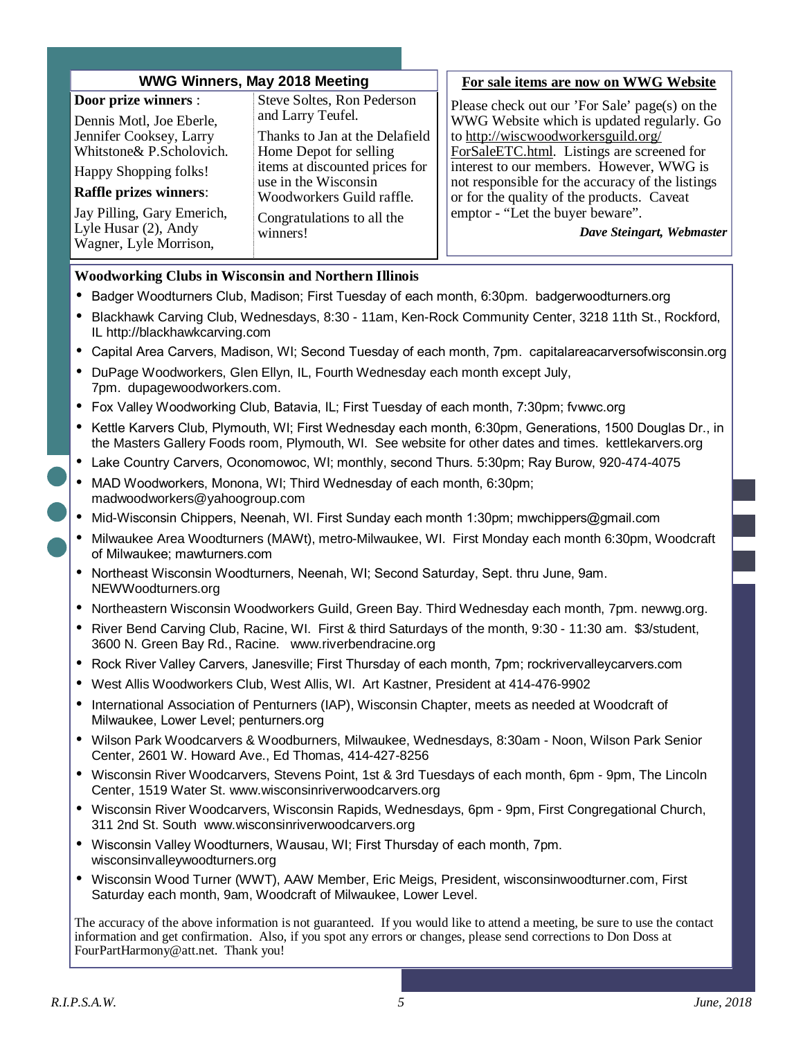## WWG Winners, May 2018 Meeting

**Door prize winners** :

Dennis Motl, Joe Eberle, Jennifer Cooksey, Larry Whitstone& P.Scholovich.

Happy Shopping folks!

**Raffle prizes winners**:

Jay Pilling, Gary Emerich, Lyle Husar (2), Andy Wagner, Lyle Morrison, Steve Soltes, Ron Pederson and Larry Teufel.

Thanks to Jan at the Delafield Home Depot for selling items at discounted prices for use in the Wisconsin Woodworkers Guild raffle.

Congratulations to all the winners!

## For sale items are now on WWG Website

Please check out our 'For Sale' page(s) on the WWG Website which is updated regularly. Go to http://wiscwoodworkersguild.org/ForSaleETC.html. Listings are screened for interest to our members. However, WWG is not responsible for the accuracy of the listings or for the quality of the products. Caveat emptor - "Let the buyer beware".

***Dave Steingart, Webmaster***

## Woodworking Clubs in Wisconsin and Northern Illinois

- Badger Woodturners Club, Madison; First Tuesday of each month, 6:30pm. badgerwoodturners.org
- Blackhawk Carving Club, Wednesdays, 8:30 - 11am, Ken-Rock Community Center, 3218 11th St., Rockford, IL http://blackhawkcarving.com
- Capital Area Carvers, Madison, WI; Second Tuesday of each month, 7pm. capitalareacarversofwisconsin.org
- DuPage Woodworkers, Glen Ellyn, IL, Fourth Wednesday each month except July, 7pm. dupagewoodworkers.com.
- Fox Valley Woodworking Club, Batavia, IL; First Tuesday of each month, 7:30pm; fvwwc.org
- Kettle Karvers Club, Plymouth, WI; First Wednesday each month, 6:30pm, Generations, 1500 Douglas Dr., in the Masters Gallery Foods room, Plymouth, WI. See website for other dates and times. kettlekarvers.org
- Lake Country Carvers, Oconomowoc, WI; monthly, second Thurs. 5:30pm; Ray Burow, 920-474-4075
- MAD Woodworkers, Monona, WI; Third Wednesday of each month, 6:30pm; madwoodworkers@yahoogroup.com
- Mid-Wisconsin Chippers, Neenah, WI. First Sunday each month 1:30pm; mwchippers@gmail.com
- Milwaukee Area Woodturners (MAWt), metro-Milwaukee, WI. First Monday each month 6:30pm, Woodcraft of Milwaukee; mawturners.com
- Northeast Wisconsin Woodturners, Neenah, WI; Second Saturday, Sept. thru June, 9am. NEWWoodturners.org
- Northeastern Wisconsin Woodworkers Guild, Green Bay. Third Wednesday each month, 7pm. newwg.org.
- River Bend Carving Club, Racine, WI. First & third Saturdays of the month, 9:30 - 11:30 am. $3/student, 3600 N. Green Bay Rd., Racine. www.riverbendracine.org
- Rock River Valley Carvers, Janesville; First Thursday of each month, 7pm; rockrivervalleycarvers.com
- West Allis Woodworkers Club, West Allis, WI. Art Kastner, President at 414-476-9902
- International Association of Penturners (IAP), Wisconsin Chapter, meets as needed at Woodcraft of Milwaukee, Lower Level; penturners.org
- Wilson Park Woodcarvers & Woodburners, Milwaukee, Wednesdays, 8:30am - Noon, Wilson Park Senior Center, 2601 W. Howard Ave., Ed Thomas, 414-427-8256
- Wisconsin River Woodcarvers, Stevens Point, 1st & 3rd Tuesdays of each month, 6pm - 9pm, The Lincoln Center, 1519 Water St. www.wisconsinriverwoodcarvers.org
- Wisconsin River Woodcarvers, Wisconsin Rapids, Wednesdays, 6pm - 9pm, First Congregational Church, 311 2nd St. South www.wisconsinriverwoodcarvers.org
- Wisconsin Valley Woodturners, Wausau, WI; First Thursday of each month, 7pm. wisconsinvalleywoodturners.org
- Wisconsin Wood Turner (WWT), AAW Member, Eric Meigs, President, wisconsinwoodturner.com, First Saturday each month, 9am, Woodcraft of Milwaukee, Lower Level.

The accuracy of the above information is not guaranteed. If you would like to attend a meeting, be sure to use the contact information and get confirmation. Also, if you spot any errors or changes, please send corrections to Don Doss at FourPartHarmony@att.net. Thank you!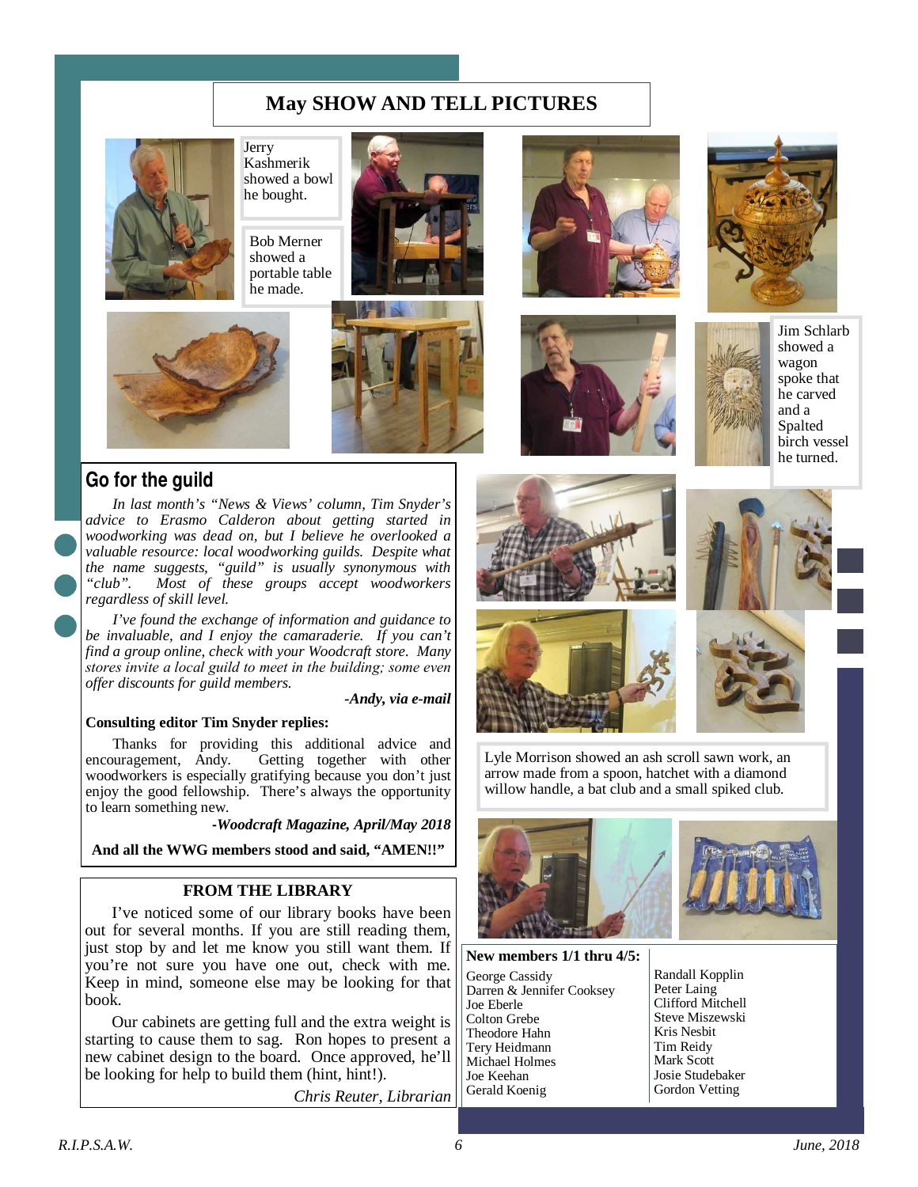# May SHOW AND TELL PICTURES

Jerry Kashmerik showed a bowl he bought.

Bob Merner showed a portable table he made.

Jim Schlarb showed a wagon spoke that he carved and a Spalted birch vessel he turned.

Lyle Morrison showed an ash scroll sawn work, an arrow made from a spoon, hatchet with a diamond willow handle, a bat club and a small spiked club.

## Go for the guild

*In last month's "News & Views' column, Tim Snyder's advice to Erasmo Calderon about getting started in woodworking was dead on, but I believe he overlooked a valuable resource: local woodworking guilds. Despite what the name suggests, "guild" is usually synonymous with "club". Most of these groups accept woodworkers regardless of skill level.*

*I've found the exchange of information and guidance to be invaluable, and I enjoy the camaraderie. If you can't find a group online, check with your Woodcraft store. Many stores invite a local guild to meet in the building; some even offer discounts for guild members.*

***-Andy, via e-mail***

**Consulting editor Tim Snyder replies:**

Thanks for providing this additional advice and encouragement, Andy. Getting together with other woodworkers is especially gratifying because you don't just enjoy the good fellowship. There's always the opportunity to learn something new.

***-Woodcraft Magazine, April/May 2018***

**And all the WWG members stood and said, "AMEN!!"**

## FROM THE LIBRARY

I've noticed some of our library books have been out for several months. If you are still reading them, just stop by and let me know you still want them. If you're not sure you have one out, check with me. Keep in mind, someone else may be looking for that book.

Our cabinets are getting full and the extra weight is starting to cause them to sag. Ron hopes to present a new cabinet design to the board. Once approved, he'll be looking for help to build them (hint, hint!).

*Chris Reuter, Librarian*

**New members 1/1 thru 4/5:**

George Cassidy
Darren & Jennifer Cooksey
Joe Eberle
Colton Grebe
Theodore Hahn
Tery Heidmann
Michael Holmes
Joe Keehan
Gerald Koenig
Randall Kopplin
Peter Laing
Clifford Mitchell
Steve Miszewski
Kris Nesbit
Tim Reidy
Mark Scott
Josie Studebaker
Gordon Vetting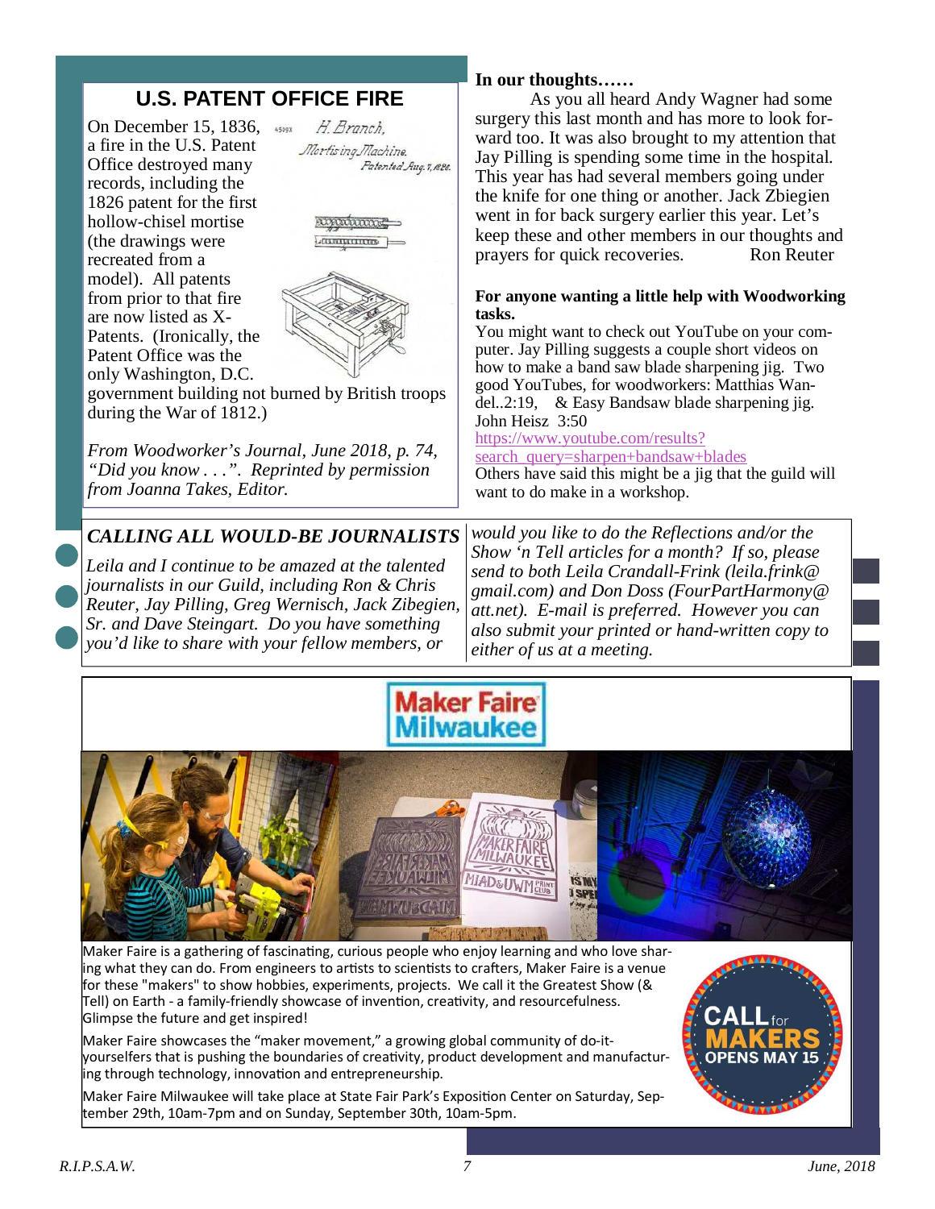## U.S. PATENT OFFICE FIRE

On December 15, 1836, a fire in the U.S. Patent Office destroyed many records, including the 1826 patent for the first hollow-chisel mortise (the drawings were recreated from a model). All patents from prior to that fire are now listed as X-Patents. (Ironically, the Patent Office was the only Washington, D.C. government building not burned by British troops during the War of 1812.)

*From Woodworker's Journal, June 2018, p. 74, "Did you know . . .". Reprinted by permission from Joanna Takes, Editor.*

**In our thoughts……**

As you all heard Andy Wagner had some surgery this last month and has more to look forward too. It was also brought to my attention that Jay Pilling is spending some time in the hospital. This year has had several members going under the knife for one thing or another. Jack Zbiegien went in for back surgery earlier this year. Let's keep these and other members in our thoughts and prayers for quick recoveries. Ron Reuter

**For anyone wanting a little help with Woodworking tasks.**

You might want to check out YouTube on your computer. Jay Pilling suggests a couple short videos on how to make a band saw blade sharpening jig. Two good YouTubes, for woodworkers: Matthias Wandel..2:19, & Easy Bandsaw blade sharpening jig. John Heisz 3:50

https://www.youtube.com/results?search_query=sharpen+bandsaw+blades

Others have said this might be a jig that the guild will want to do make in a workshop.

## *CALLING ALL WOULD-BE JOURNALISTS*

*Leila and I continue to be amazed at the talented journalists in our Guild, including Ron & Chris Reuter, Jay Pilling, Greg Wernisch, Jack Zibegien, Sr. and Dave Steingart. Do you have something you'd like to share with your fellow members, or would you like to do the Reflections and/or the Show 'n Tell articles for a month? If so, please send to both Leila Crandall-Frink (leila.frink@gmail.com) and Don Doss (FourPartHarmony@att.net). E-mail is preferred. However you can also submit your printed or hand-written copy to either of us at a meeting.*

## Maker Faire Milwaukee

Maker Faire is a gathering of fascinating, curious people who enjoy learning and who love sharing what they can do. From engineers to artists to scientists to crafters, Maker Faire is a venue for these "makers" to show hobbies, experiments, projects. We call it the Greatest Show (& Tell) on Earth - a family-friendly showcase of invention, creativity, and resourcefulness. Glimpse the future and get inspired!

Maker Faire showcases the "maker movement," a growing global community of do-it-yourselfers that is pushing the boundaries of creativity, product development and manufacturing through technology, innovation and entrepreneurship.

Maker Faire Milwaukee will take place at State Fair Park's Exposition Center on Saturday, September 29th, 10am-7pm and on Sunday, September 30th, 10am-5pm.

CALL for MAKERS OPENS MAY 15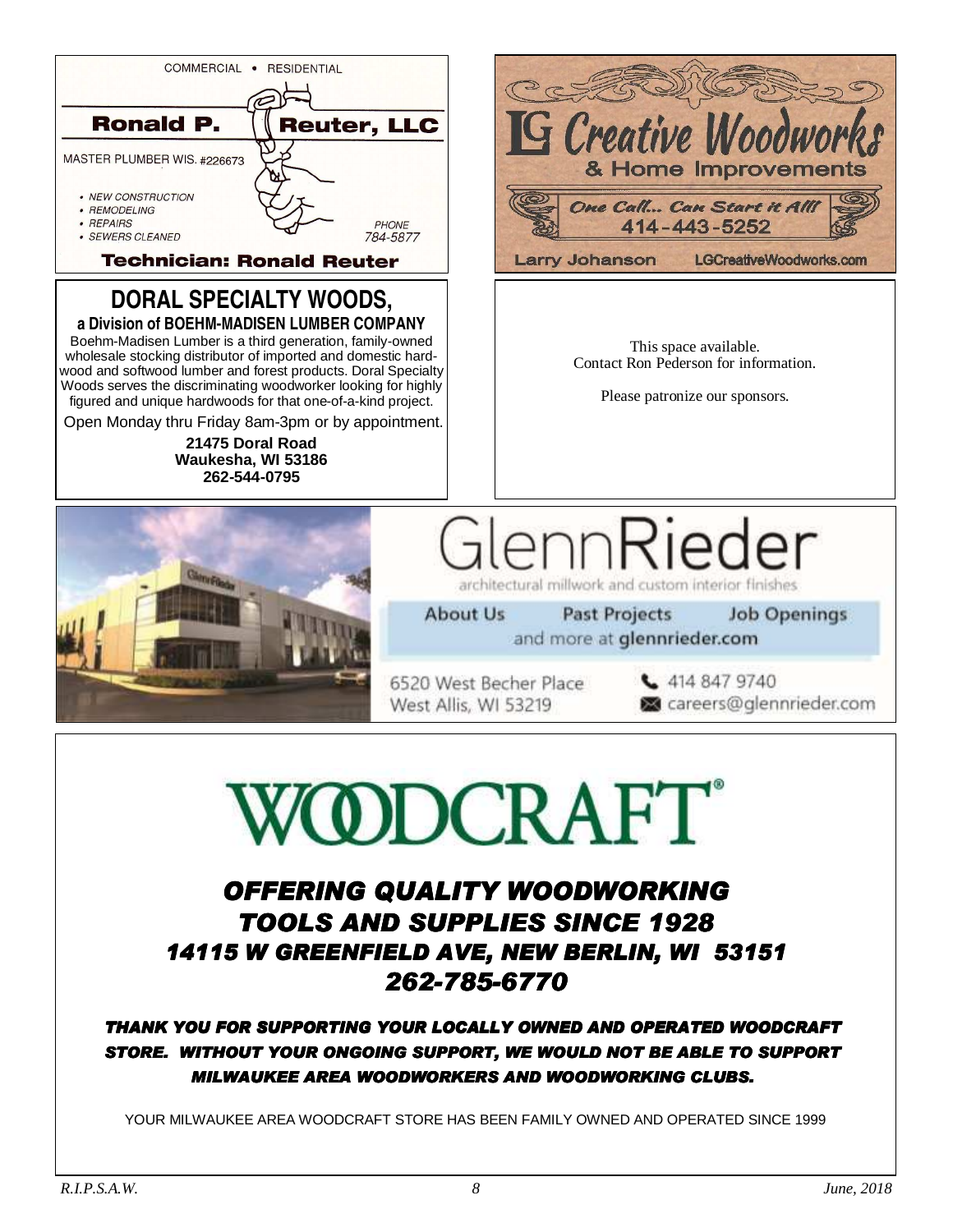COMMERCIAL • RESIDENTIAL

**Ronald P. Reuter, LLC**

MASTER PLUMBER WIS. #226673

- NEW CONSTRUCTION
- REMODELING
- REPAIRS
- SEWERS CLEANED

PHONE
784-5877

**Technician: Ronald Reuter**

---

# LG Creative Woodworks

## & Home Improvements

*One Call... Can Start it All!*

414-443-5252

Larry Johanson    LGCreativeWoodworks.com

---

## DORAL SPECIALTY WOODS,

**a Division of BOEHM-MADISEN LUMBER COMPANY**

Boehm-Madisen Lumber is a third generation, family-owned wholesale stocking distributor of imported and domestic hardwood and softwood lumber and forest products. Doral Specialty Woods serves the discriminating woodworker looking for highly figured and unique hardwoods for that one-of-a-kind project.

Open Monday thru Friday 8am-3pm or by appointment.

**21475 Doral Road**
**Waukesha, WI 53186**
**262-544-0795**

---

This space available.
Contact Ron Pederson for information.

Please patronize our sponsors.

---

# GlennRieder

architectural millwork and custom interior finishes

About Us    Past Projects    Job Openings
and more at **glennrieder.com**

6520 West Becher Place
West Allis, WI 53219

414 847 9740
careers@glennrieder.com

---

# WOODCRAFT®

## *OFFERING QUALITY WOODWORKING TOOLS AND SUPPLIES SINCE 1928*
## *14115 W GREENFIELD AVE, NEW BERLIN, WI 53151*
## *262-785-6770*

***THANK YOU FOR SUPPORTING YOUR LOCALLY OWNED AND OPERATED WOODCRAFT STORE. WITHOUT YOUR ONGOING SUPPORT, WE WOULD NOT BE ABLE TO SUPPORT MILWAUKEE AREA WOODWORKERS AND WOODWORKING CLUBS.***

YOUR MILWAUKEE AREA WOODCRAFT STORE HAS BEEN FAMILY OWNED AND OPERATED SINCE 1999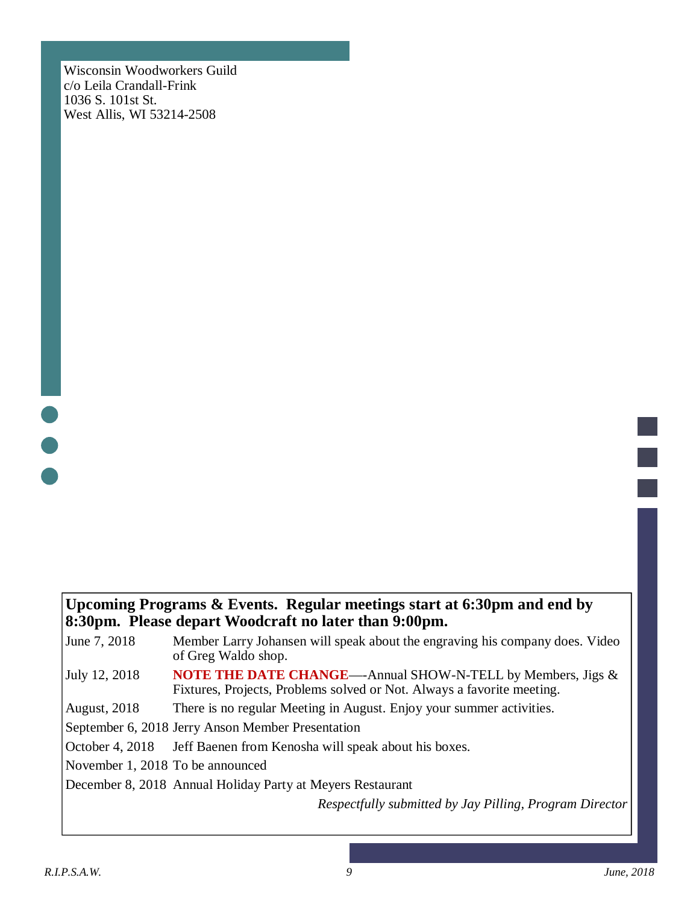Wisconsin Woodworkers Guild
c/o Leila Crandall-Frink
1036 S. 101st St.
West Allis, WI 53214-2508

**Upcoming Programs & Events. Regular meetings start at 6:30pm and end by 8:30pm. Please depart Woodcraft no later than 9:00pm.**

| | |
|---|---|
| June 7, 2018 | Member Larry Johansen will speak about the engraving his company does. Video of Greg Waldo shop. |
| July 12, 2018 | **NOTE THE DATE CHANGE**—-Annual SHOW-N-TELL by Members, Jigs & Fixtures, Projects, Problems solved or Not. Always a favorite meeting. |
| August, 2018 | There is no regular Meeting in August. Enjoy your summer activities. |
| September 6, 2018 | Jerry Anson Member Presentation |
| October 4, 2018 | Jeff Baenen from Kenosha will speak about his boxes. |
| November 1, 2018 | To be announced |
| December 8, 2018 | Annual Holiday Party at Meyers Restaurant |

*Respectfully submitted by Jay Pilling, Program Director*